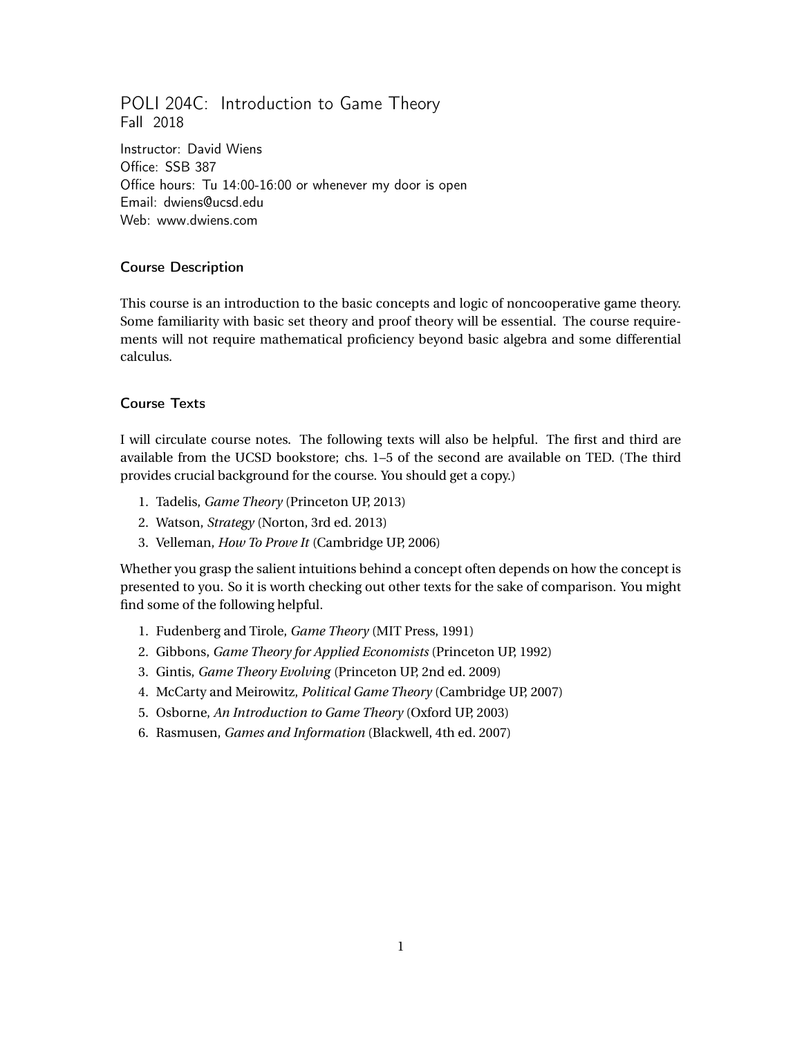# POLI 204C: Introduction to Game Theory

Fall 2018

Instructor: David Wiens
Office: SSB 387
Office hours: Tu 14:00-16:00 or whenever my door is open
Email: dwiens@ucsd.edu
Web: www.dwiens.com

## Course Description

This course is an introduction to the basic concepts and logic of noncooperative game theory. Some familiarity with basic set theory and proof theory will be essential. The course requirements will not require mathematical proficiency beyond basic algebra and some differential calculus.

## Course Texts

I will circulate course notes. The following texts will also be helpful. The first and third are available from the UCSD bookstore; chs. 1–5 of the second are available on TED. (The third provides crucial background for the course. You should get a copy.)

1. Tadelis, *Game Theory* (Princeton UP, 2013)
2. Watson, *Strategy* (Norton, 3rd ed. 2013)
3. Velleman, *How To Prove It* (Cambridge UP, 2006)

Whether you grasp the salient intuitions behind a concept often depends on how the concept is presented to you. So it is worth checking out other texts for the sake of comparison. You might find some of the following helpful.

1. Fudenberg and Tirole, *Game Theory* (MIT Press, 1991)
2. Gibbons, *Game Theory for Applied Economists* (Princeton UP, 1992)
3. Gintis, *Game Theory Evolving* (Princeton UP, 2nd ed. 2009)
4. McCarty and Meirowitz, *Political Game Theory* (Cambridge UP, 2007)
5. Osborne, *An Introduction to Game Theory* (Oxford UP, 2003)
6. Rasmusen, *Games and Information* (Blackwell, 4th ed. 2007)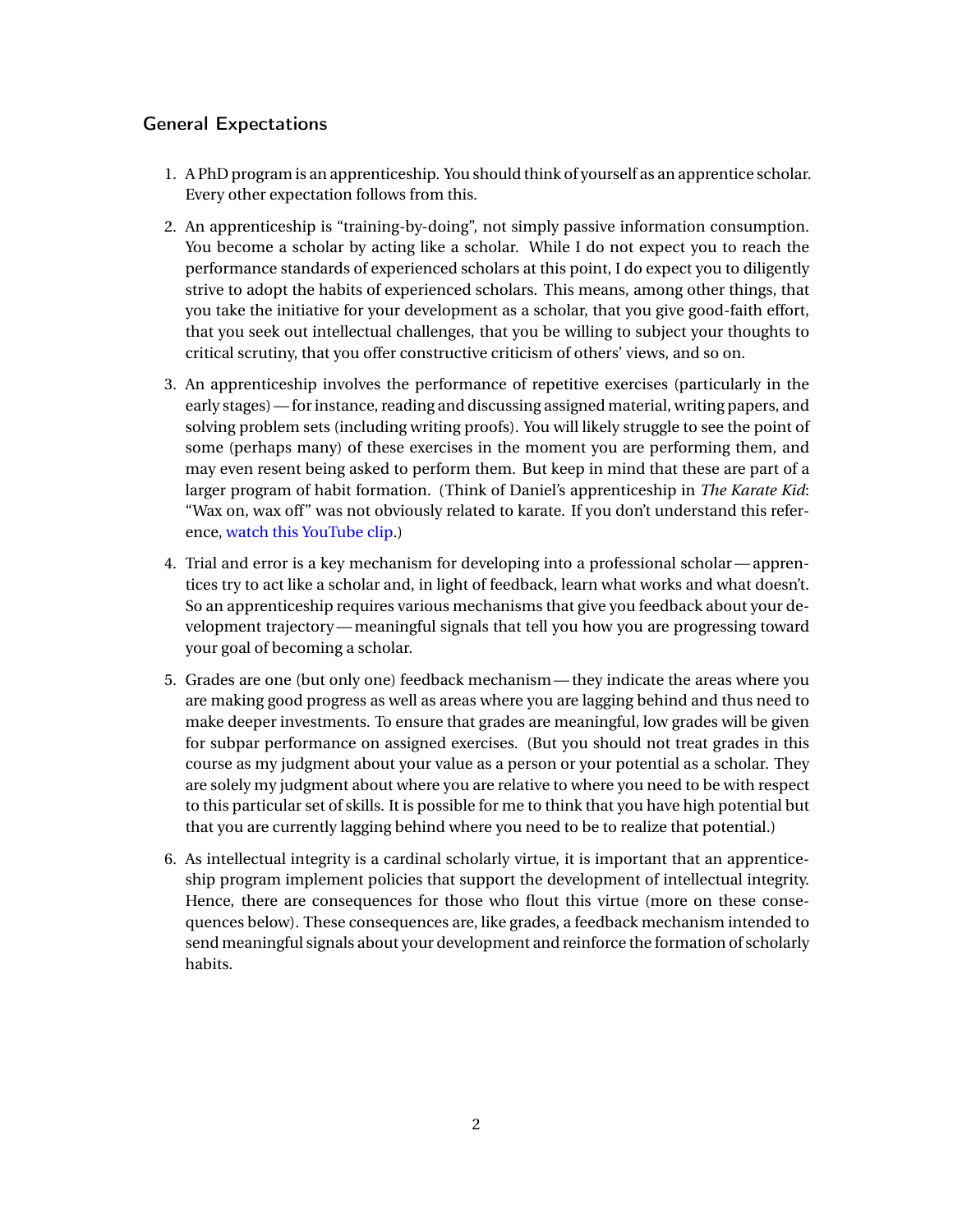## General Expectations

1. A PhD program is an apprenticeship. You should think of yourself as an apprentice scholar. Every other expectation follows from this.

2. An apprenticeship is "training-by-doing", not simply passive information consumption. You become a scholar by acting like a scholar. While I do not expect you to reach the performance standards of experienced scholars at this point, I do expect you to diligently strive to adopt the habits of experienced scholars. This means, among other things, that you take the initiative for your development as a scholar, that you give good-faith effort, that you seek out intellectual challenges, that you be willing to subject your thoughts to critical scrutiny, that you offer constructive criticism of others' views, and so on.

3. An apprenticeship involves the performance of repetitive exercises (particularly in the early stages) — for instance, reading and discussing assigned material, writing papers, and solving problem sets (including writing proofs). You will likely struggle to see the point of some (perhaps many) of these exercises in the moment you are performing them, and may even resent being asked to perform them. But keep in mind that these are part of a larger program of habit formation. (Think of Daniel's apprenticeship in *The Karate Kid*: "Wax on, wax off" was not obviously related to karate. If you don't understand this reference, watch this YouTube clip.)

4. Trial and error is a key mechanism for developing into a professional scholar — apprentices try to act like a scholar and, in light of feedback, learn what works and what doesn't. So an apprenticeship requires various mechanisms that give you feedback about your development trajectory — meaningful signals that tell you how you are progressing toward your goal of becoming a scholar.

5. Grades are one (but only one) feedback mechanism — they indicate the areas where you are making good progress as well as areas where you are lagging behind and thus need to make deeper investments. To ensure that grades are meaningful, low grades will be given for subpar performance on assigned exercises. (But you should not treat grades in this course as my judgment about your value as a person or your potential as a scholar. They are solely my judgment about where you are relative to where you need to be with respect to this particular set of skills. It is possible for me to think that you have high potential but that you are currently lagging behind where you need to be to realize that potential.)

6. As intellectual integrity is a cardinal scholarly virtue, it is important that an apprenticeship program implement policies that support the development of intellectual integrity. Hence, there are consequences for those who flout this virtue (more on these consequences below). These consequences are, like grades, a feedback mechanism intended to send meaningful signals about your development and reinforce the formation of scholarly habits.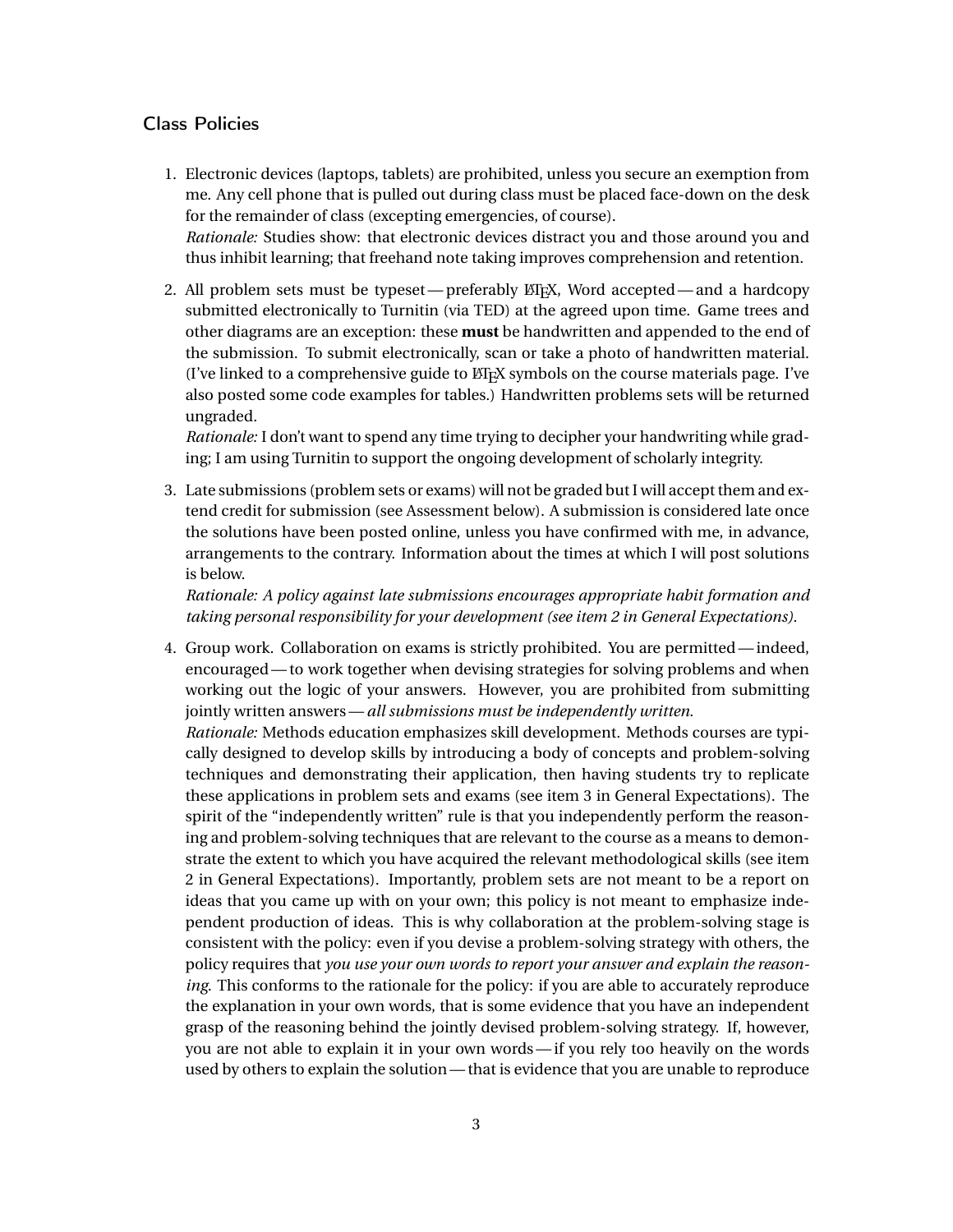## Class Policies

1. Electronic devices (laptops, tablets) are prohibited, unless you secure an exemption from me. Any cell phone that is pulled out during class must be placed face-down on the desk for the remainder of class (excepting emergencies, of course).
   *Rationale:* Studies show: that electronic devices distract you and those around you and thus inhibit learning; that freehand note taking improves comprehension and retention.

2. All problem sets must be typeset — preferably LaTeX, Word accepted — and a hardcopy submitted electronically to Turnitin (via TED) at the agreed upon time. Game trees and other diagrams are an exception: these **must** be handwritten and appended to the end of the submission. To submit electronically, scan or take a photo of handwritten material. (I've linked to a comprehensive guide to LaTeX symbols on the course materials page. I've also posted some code examples for tables.) Handwritten problems sets will be returned ungraded.
   *Rationale:* I don't want to spend any time trying to decipher your handwriting while grading; I am using Turnitin to support the ongoing development of scholarly integrity.

3. Late submissions (problem sets or exams) will not be graded but I will accept them and extend credit for submission (see Assessment below). A submission is considered late once the solutions have been posted online, unless you have confirmed with me, in advance, arrangements to the contrary. Information about the times at which I will post solutions is below.
   *Rationale: A policy against late submissions encourages appropriate habit formation and taking personal responsibility for your development (see item 2 in General Expectations).*

4. Group work. Collaboration on exams is strictly prohibited. You are permitted — indeed, encouraged — to work together when devising strategies for solving problems and when working out the logic of your answers. However, you are prohibited from submitting jointly written answers — *all submissions must be independently written.*
   *Rationale:* Methods education emphasizes skill development. Methods courses are typically designed to develop skills by introducing a body of concepts and problem-solving techniques and demonstrating their application, then having students try to replicate these applications in problem sets and exams (see item 3 in General Expectations). The spirit of the "independently written" rule is that you independently perform the reasoning and problem-solving techniques that are relevant to the course as a means to demonstrate the extent to which you have acquired the relevant methodological skills (see item 2 in General Expectations). Importantly, problem sets are not meant to be a report on ideas that you came up with on your own; this policy is not meant to emphasize independent production of ideas. This is why collaboration at the problem-solving stage is consistent with the policy: even if you devise a problem-solving strategy with others, the policy requires that *you use your own words to report your answer and explain the reasoning.* This conforms to the rationale for the policy: if you are able to accurately reproduce the explanation in your own words, that is some evidence that you have an independent grasp of the reasoning behind the jointly devised problem-solving strategy. If, however, you are not able to explain it in your own words — if you rely too heavily on the words used by others to explain the solution — that is evidence that you are unable to reproduce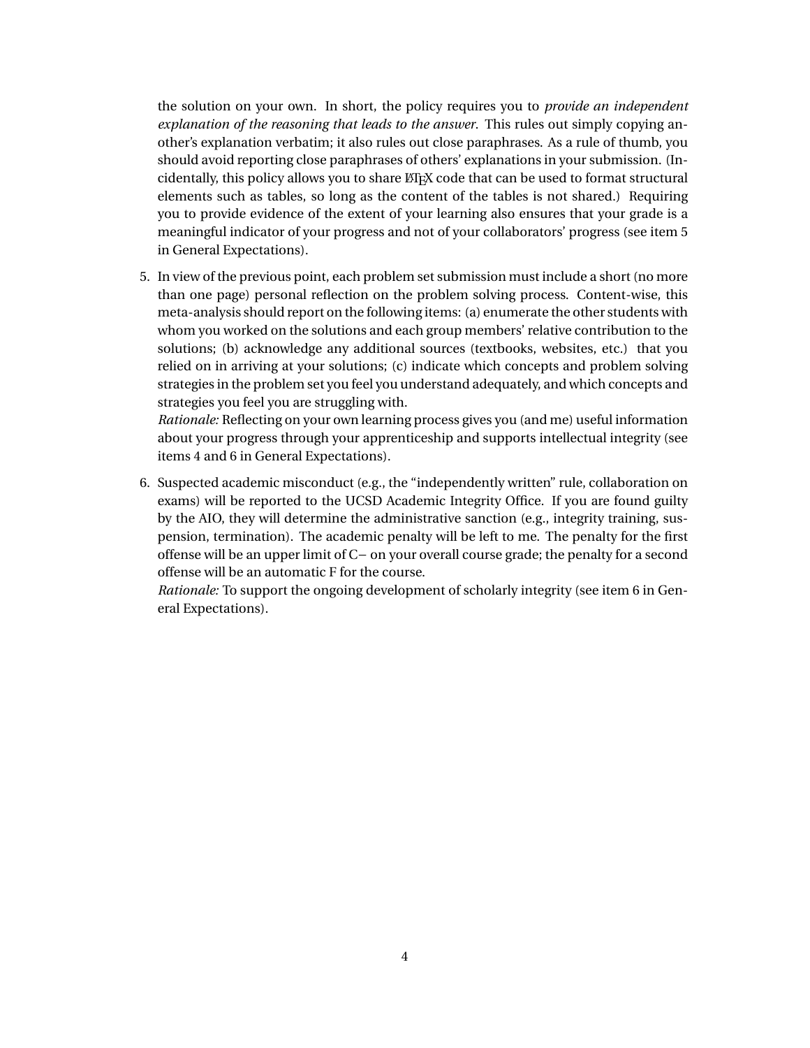the solution on your own. In short, the policy requires you to *provide an independent explanation of the reasoning that leads to the answer*. This rules out simply copying another's explanation verbatim; it also rules out close paraphrases. As a rule of thumb, you should avoid reporting close paraphrases of others' explanations in your submission. (Incidentally, this policy allows you to share LaTeX code that can be used to format structural elements such as tables, so long as the content of the tables is not shared.) Requiring you to provide evidence of the extent of your learning also ensures that your grade is a meaningful indicator of your progress and not of your collaborators' progress (see item 5 in General Expectations).

5. In view of the previous point, each problem set submission must include a short (no more than one page) personal reflection on the problem solving process. Content-wise, this meta-analysis should report on the following items: (a) enumerate the other students with whom you worked on the solutions and each group members' relative contribution to the solutions; (b) acknowledge any additional sources (textbooks, websites, etc.) that you relied on in arriving at your solutions; (c) indicate which concepts and problem solving strategies in the problem set you feel you understand adequately, and which concepts and strategies you feel you are struggling with.
   *Rationale:* Reflecting on your own learning process gives you (and me) useful information about your progress through your apprenticeship and supports intellectual integrity (see items 4 and 6 in General Expectations).

6. Suspected academic misconduct (e.g., the "independently written" rule, collaboration on exams) will be reported to the UCSD Academic Integrity Office. If you are found guilty by the AIO, they will determine the administrative sanction (e.g., integrity training, suspension, termination). The academic penalty will be left to me. The penalty for the first offense will be an upper limit of C− on your overall course grade; the penalty for a second offense will be an automatic F for the course.
   *Rationale:* To support the ongoing development of scholarly integrity (see item 6 in General Expectations).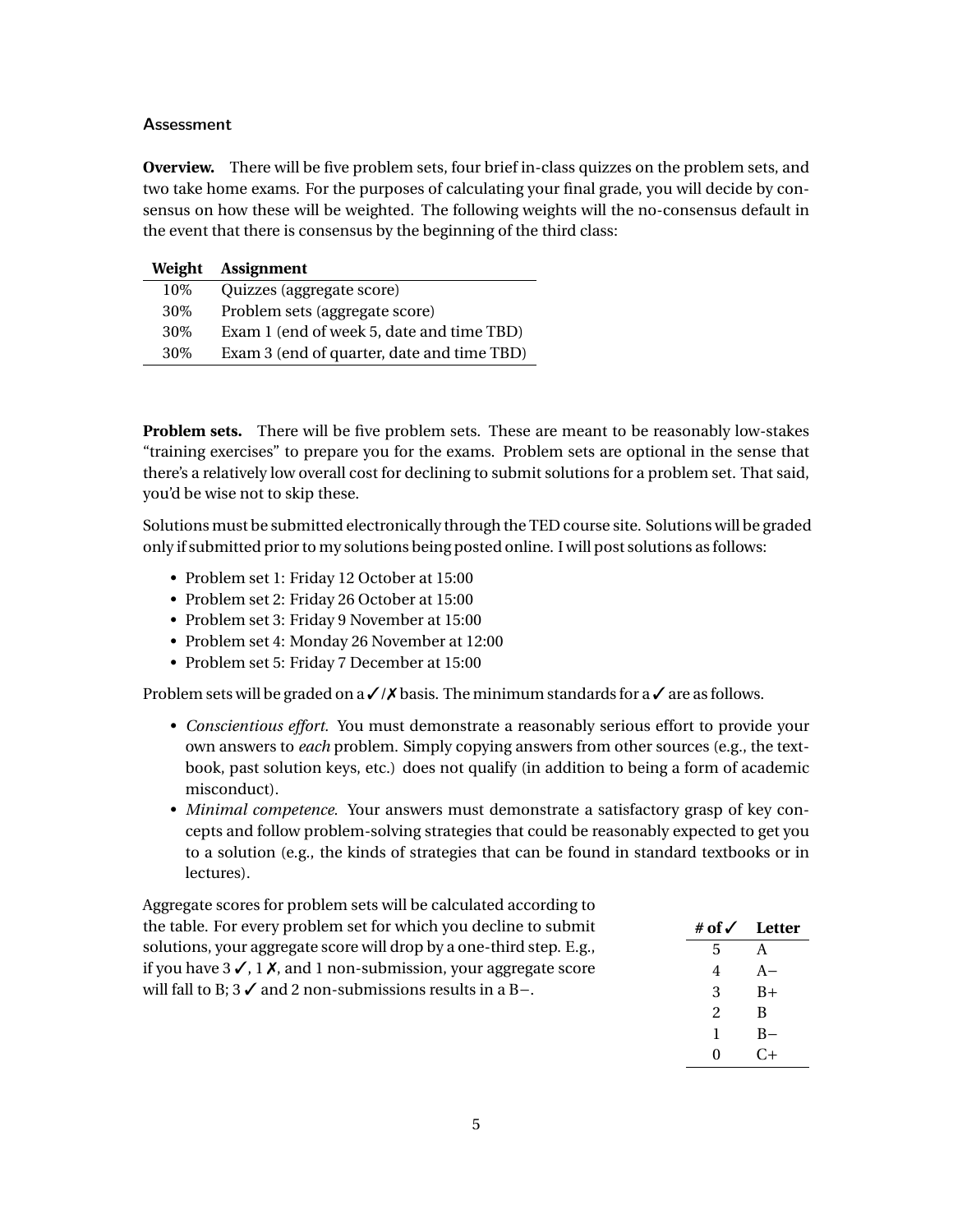### Assessment

**Overview.** There will be five problem sets, four brief in-class quizzes on the problem sets, and two take home exams. For the purposes of calculating your final grade, you will decide by consensus on how these will be weighted. The following weights will the no-consensus default in the event that there is consensus by the beginning of the third class:

| Weight | Assignment |
|---|---|
| 10% | Quizzes (aggregate score) |
| 30% | Problem sets (aggregate score) |
| 30% | Exam 1 (end of week 5, date and time TBD) |
| 30% | Exam 3 (end of quarter, date and time TBD) |

**Problem sets.** There will be five problem sets. These are meant to be reasonably low-stakes "training exercises" to prepare you for the exams. Problem sets are optional in the sense that there's a relatively low overall cost for declining to submit solutions for a problem set. That said, you'd be wise not to skip these.

Solutions must be submitted electronically through the TED course site. Solutions will be graded only if submitted prior to my solutions being posted online. I will post solutions as follows:

- Problem set 1: Friday 12 October at 15:00
- Problem set 2: Friday 26 October at 15:00
- Problem set 3: Friday 9 November at 15:00
- Problem set 4: Monday 26 November at 12:00
- Problem set 5: Friday 7 December at 15:00

Problem sets will be graded on a ✓/✗ basis. The minimum standards for a ✓ are as follows.

- *Conscientious effort.* You must demonstrate a reasonably serious effort to provide your own answers to *each* problem. Simply copying answers from other sources (e.g., the textbook, past solution keys, etc.) does not qualify (in addition to being a form of academic misconduct).
- *Minimal competence.* Your answers must demonstrate a satisfactory grasp of key concepts and follow problem-solving strategies that could be reasonably expected to get you to a solution (e.g., the kinds of strategies that can be found in standard textbooks or in lectures).

Aggregate scores for problem sets will be calculated according to the table. For every problem set for which you decline to submit solutions, your aggregate score will drop by a one-third step. E.g., if you have 3 ✓, 1 ✗, and 1 non-submission, your aggregate score will fall to B; 3 ✓ and 2 non-submissions results in a B−.

| # of ✓ | Letter |
|---|---|
| 5 | A |
| 4 | A− |
| 3 | B+ |
| 2 | B |
| 1 | B− |
| 0 | C+ |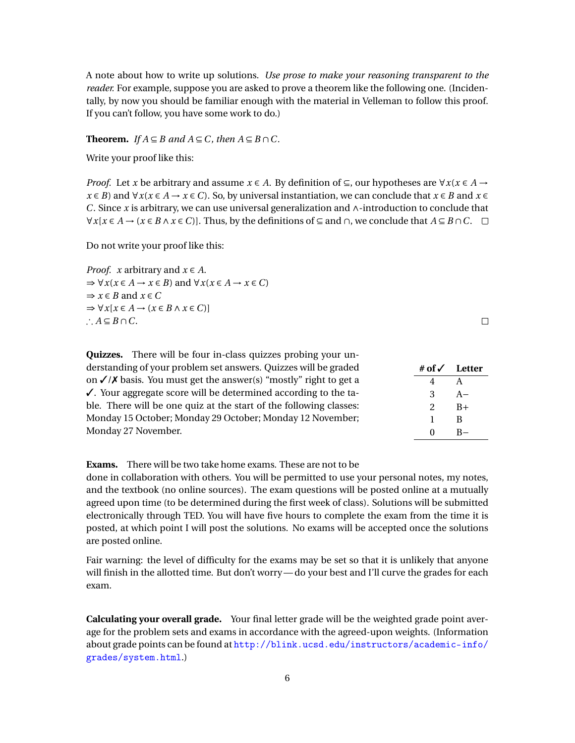A note about how to write up solutions. *Use prose to make your reasoning transparent to the reader.* For example, suppose you are asked to prove a theorem like the following one. (Incidentally, by now you should be familiar enough with the material in Velleman to follow this proof. If you can't follow, you have some work to do.)

**Theorem.** *If $A \subseteq B$ and $A \subseteq C$, then $A \subseteq B \cap C$.*

Write your proof like this:

*Proof.* Let $x$ be arbitrary and assume $x \in A$. By definition of $\subseteq$, our hypotheses are $\forall x(x \in A \to x \in B)$ and $\forall x(x \in A \to x \in C)$. So, by universal instantiation, we can conclude that $x \in B$ and $x \in C$. Since $x$ is arbitrary, we can use universal generalization and $\wedge$-introduction to conclude that $\forall x[x \in A \to (x \in B \wedge x \in C)]$. Thus, by the definitions of $\subseteq$ and $\cap$, we conclude that $A \subseteq B \cap C$. □

Do not write your proof like this:

*Proof.* $x$ arbitrary and $x \in A$.
$\Rightarrow \forall x(x \in A \to x \in B)$ and $\forall x(x \in A \to x \in C)$
$\Rightarrow x \in B$ and $x \in C$
$\Rightarrow \forall x[x \in A \to (x \in B \wedge x \in C)]$
$\therefore A \subseteq B \cap C$. □

**Quizzes.** There will be four in-class quizzes probing your understanding of your problem set answers. Quizzes will be graded on ✓/✗ basis. You must get the answer(s) "mostly" right to get a ✓. Your aggregate score will be determined according to the table. There will be one quiz at the start of the following classes: Monday 15 October; Monday 29 October; Monday 12 November; Monday 27 November.

| # of ✓ | Letter |
|---|---|
| 4 | A |
| 3 | A− |
| 2 | B+ |
| 1 | B |
| 0 | B− |

**Exams.** There will be two take home exams. These are not to be done in collaboration with others. You will be permitted to use your personal notes, my notes, and the textbook (no online sources). The exam questions will be posted online at a mutually agreed upon time (to be determined during the first week of class). Solutions will be submitted electronically through TED. You will have five hours to complete the exam from the time it is posted, at which point I will post the solutions. No exams will be accepted once the solutions are posted online.

Fair warning: the level of difficulty for the exams may be set so that it is unlikely that anyone will finish in the allotted time. But don't worry—do your best and I'll curve the grades for each exam.

**Calculating your overall grade.** Your final letter grade will be the weighted grade point average for the problem sets and exams in accordance with the agreed-upon weights. (Information about grade points can be found at http://blink.ucsd.edu/instructors/academic-info/grades/system.html.)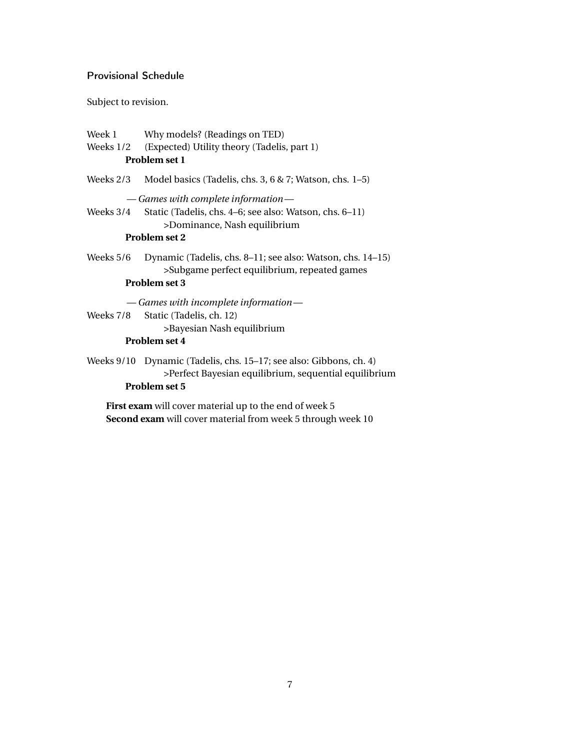### Provisional Schedule

Subject to revision.

Week 1 Why models? (Readings on TED)
Weeks 1/2 (Expected) Utility theory (Tadelis, part 1)
**Problem set 1**

Weeks 2/3 Model basics (Tadelis, chs. 3, 6 & 7; Watson, chs. 1–5)

*— Games with complete information —*

Weeks 3/4 Static (Tadelis, chs. 4–6; see also: Watson, chs. 6–11)
>Dominance, Nash equilibrium
**Problem set 2**

Weeks 5/6 Dynamic (Tadelis, chs. 8–11; see also: Watson, chs. 14–15)
>Subgame perfect equilibrium, repeated games
**Problem set 3**

*— Games with incomplete information —*

Weeks 7/8 Static (Tadelis, ch. 12)
>Bayesian Nash equilibrium
**Problem set 4**

Weeks 9/10 Dynamic (Tadelis, chs. 15–17; see also: Gibbons, ch. 4)
>Perfect Bayesian equilibrium, sequential equilibrium
**Problem set 5**

**First exam** will cover material up to the end of week 5
**Second exam** will cover material from week 5 through week 10